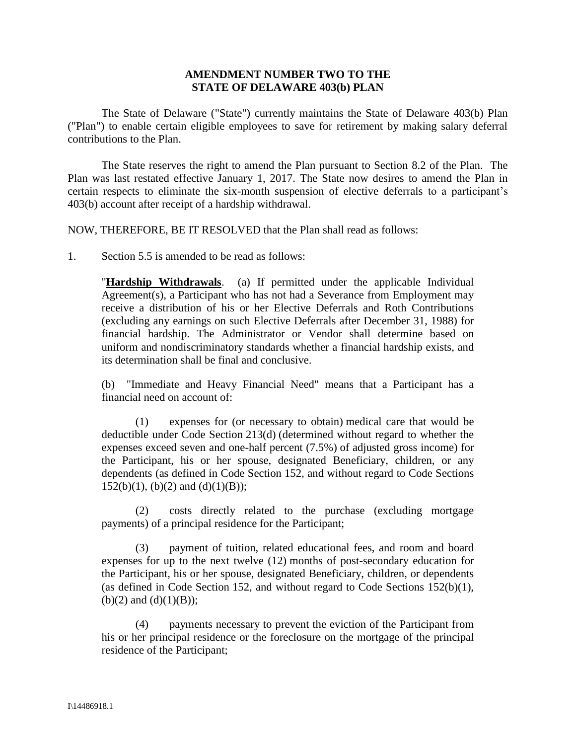# AMENDMENT NUMBER TWO TO THE STATE OF DELAWARE 403(b) PLAN

The State of Delaware ("State") currently maintains the State of Delaware 403(b) Plan ("Plan") to enable certain eligible employees to save for retirement by making salary deferral contributions to the Plan.

The State reserves the right to amend the Plan pursuant to Section 8.2 of the Plan. The Plan was last restated effective January 1, 2017. The State now desires to amend the Plan in certain respects to eliminate the six-month suspension of elective deferrals to a participant's 403(b) account after receipt of a hardship withdrawal.

NOW, THEREFORE, BE IT RESOLVED that the Plan shall read as follows:

1. Section 5.5 is amended to be read as follows:

> "**Hardship Withdrawals**. (a) If permitted under the applicable Individual Agreement(s), a Participant who has not had a Severance from Employment may receive a distribution of his or her Elective Deferrals and Roth Contributions (excluding any earnings on such Elective Deferrals after December 31, 1988) for financial hardship. The Administrator or Vendor shall determine based on uniform and nondiscriminatory standards whether a financial hardship exists, and its determination shall be final and conclusive.
>
> (b) "Immediate and Heavy Financial Need" means that a Participant has a financial need on account of:
>
> (1) expenses for (or necessary to obtain) medical care that would be deductible under Code Section 213(d) (determined without regard to whether the expenses exceed seven and one-half percent (7.5%) of adjusted gross income) for the Participant, his or her spouse, designated Beneficiary, children, or any dependents (as defined in Code Section 152, and without regard to Code Sections 152(b)(1), (b)(2) and (d)(1)(B));
>
> (2) costs directly related to the purchase (excluding mortgage payments) of a principal residence for the Participant;
>
> (3) payment of tuition, related educational fees, and room and board expenses for up to the next twelve (12) months of post-secondary education for the Participant, his or her spouse, designated Beneficiary, children, or dependents (as defined in Code Section 152, and without regard to Code Sections 152(b)(1), (b)(2) and (d)(1)(B));
>
> (4) payments necessary to prevent the eviction of the Participant from his or her principal residence or the foreclosure on the mortgage of the principal residence of the Participant;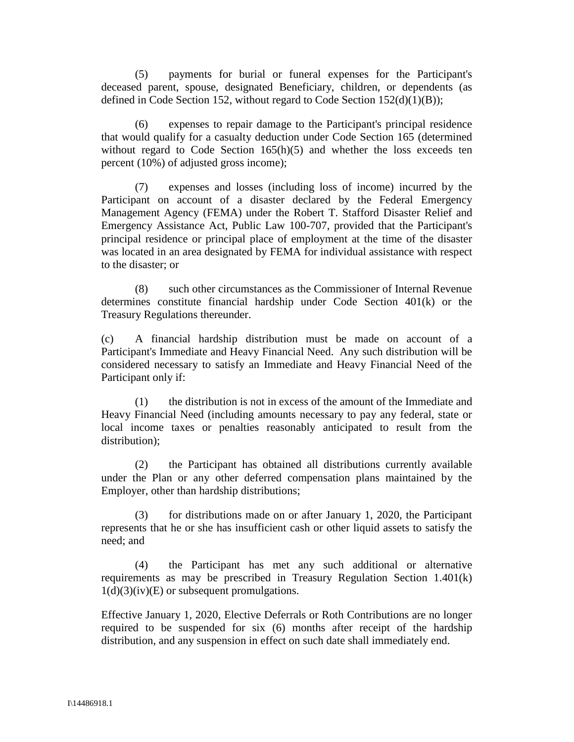(5) payments for burial or funeral expenses for the Participant's deceased parent, spouse, designated Beneficiary, children, or dependents (as defined in Code Section 152, without regard to Code Section 152(d)(1)(B));

(6) expenses to repair damage to the Participant's principal residence that would qualify for a casualty deduction under Code Section 165 (determined without regard to Code Section 165(h)(5) and whether the loss exceeds ten percent (10%) of adjusted gross income);

(7) expenses and losses (including loss of income) incurred by the Participant on account of a disaster declared by the Federal Emergency Management Agency (FEMA) under the Robert T. Stafford Disaster Relief and Emergency Assistance Act, Public Law 100-707, provided that the Participant's principal residence or principal place of employment at the time of the disaster was located in an area designated by FEMA for individual assistance with respect to the disaster; or

(8) such other circumstances as the Commissioner of Internal Revenue determines constitute financial hardship under Code Section 401(k) or the Treasury Regulations thereunder.

(c) A financial hardship distribution must be made on account of a Participant's Immediate and Heavy Financial Need. Any such distribution will be considered necessary to satisfy an Immediate and Heavy Financial Need of the Participant only if:

(1) the distribution is not in excess of the amount of the Immediate and Heavy Financial Need (including amounts necessary to pay any federal, state or local income taxes or penalties reasonably anticipated to result from the distribution);

(2) the Participant has obtained all distributions currently available under the Plan or any other deferred compensation plans maintained by the Employer, other than hardship distributions;

(3) for distributions made on or after January 1, 2020, the Participant represents that he or she has insufficient cash or other liquid assets to satisfy the need; and

(4) the Participant has met any such additional or alternative requirements as may be prescribed in Treasury Regulation Section 1.401(k) 1(d)(3)(iv)(E) or subsequent promulgations.

Effective January 1, 2020, Elective Deferrals or Roth Contributions are no longer required to be suspended for six (6) months after receipt of the hardship distribution, and any suspension in effect on such date shall immediately end.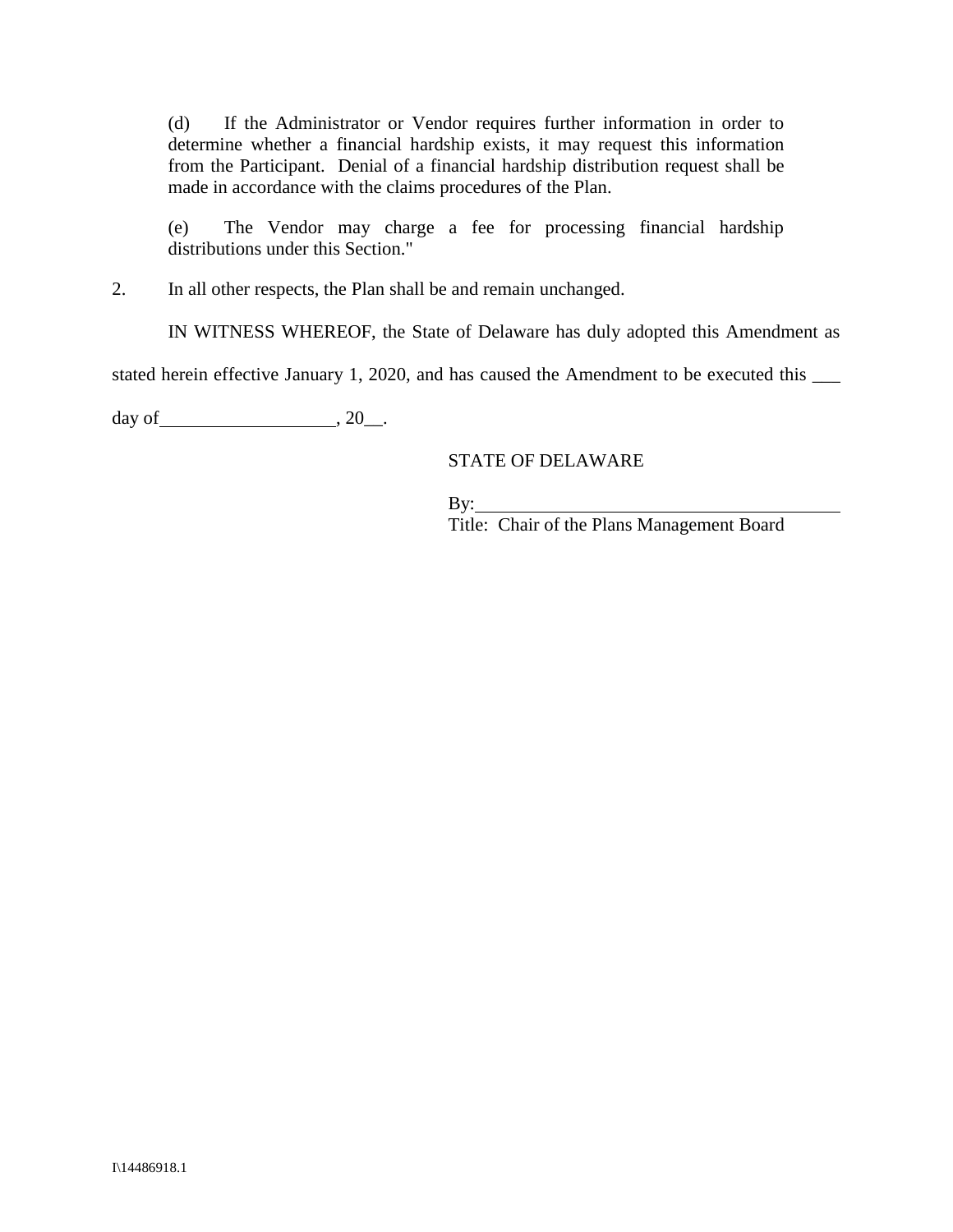(d) If the Administrator or Vendor requires further information in order to determine whether a financial hardship exists, it may request this information from the Participant. Denial of a financial hardship distribution request shall be made in accordance with the claims procedures of the Plan.

(e) The Vendor may charge a fee for processing financial hardship distributions under this Section."

2. In all other respects, the Plan shall be and remain unchanged.

IN WITNESS WHEREOF, the State of Delaware has duly adopted this Amendment as stated herein effective January 1, 2020, and has caused the Amendment to be executed this ___ day of\_\_\_\_\_\_\_\_\_\_\_\_\_\_\_\_\_\_\_, 20__.

STATE OF DELAWARE

By:\_\_\_\_\_\_\_\_\_\_\_\_\_\_\_\_\_\_\_\_\_\_\_\_\_\_\_\_\_\_\_\_\_\_\_\_\_\_\_\_

Title: Chair of the Plans Management Board

I\14486918.1